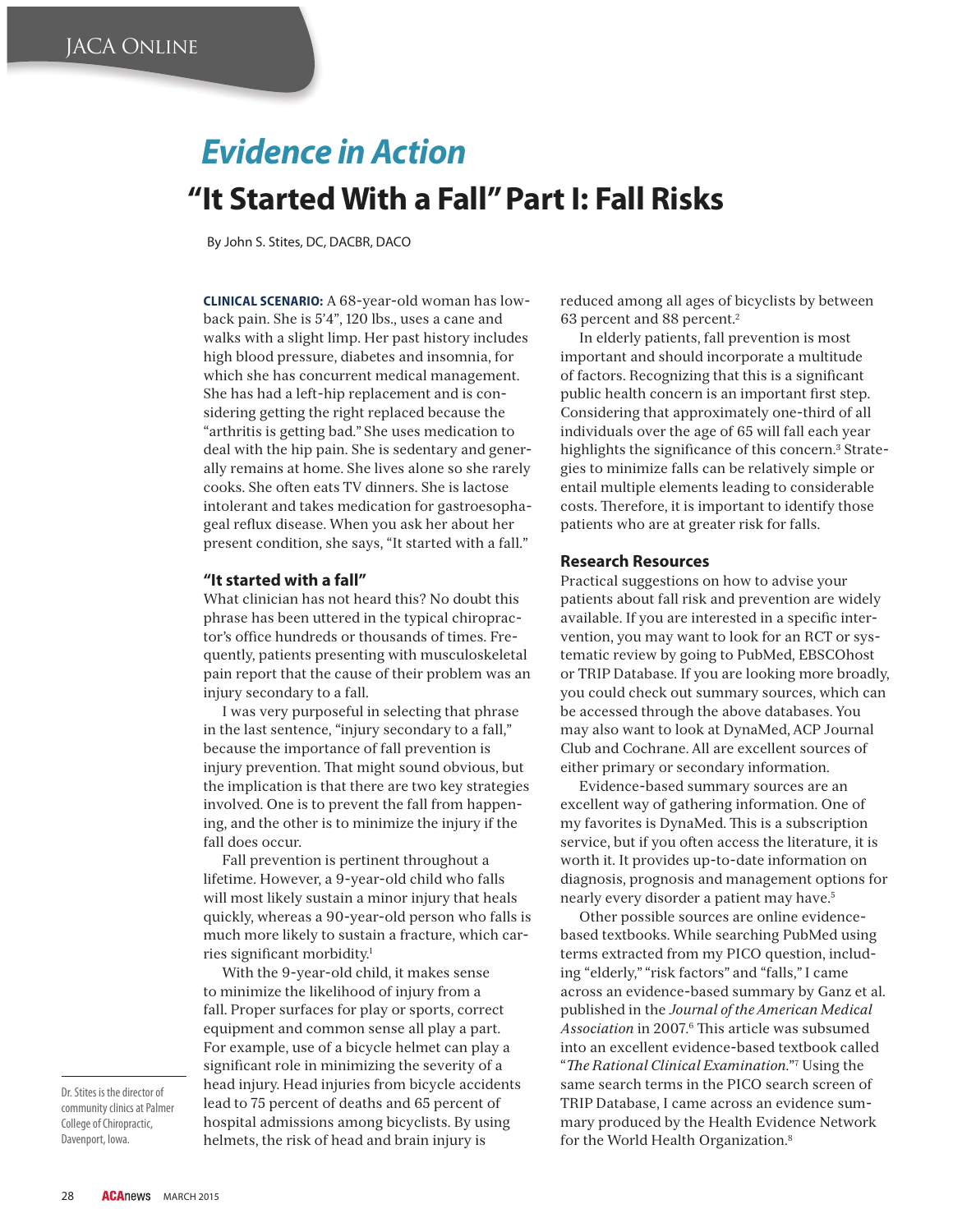# Evidence in Action

## "It Started With a Fall" Part I: Fall Risks

By John S. Stites, DC, DACBR, DACO

**CLINICAL SCENARIO:** A 68-year-old woman has low-back pain. She is 5'4", 120 lbs., uses a cane and walks with a slight limp. Her past history includes high blood pressure, diabetes and insomnia, for which she has concurrent medical management. She has had a left-hip replacement and is considering getting the right replaced because the "arthritis is getting bad." She uses medication to deal with the hip pain. She is sedentary and generally remains at home. She lives alone so she rarely cooks. She often eats TV dinners. She is lactose intolerant and takes medication for gastroesophageal reflux disease. When you ask her about her present condition, she says, "It started with a fall."

### "It started with a fall"

What clinician has not heard this? No doubt this phrase has been uttered in the typical chiropractor's office hundreds or thousands of times. Frequently, patients presenting with musculoskeletal pain report that the cause of their problem was an injury secondary to a fall.

I was very purposeful in selecting that phrase in the last sentence, "injury secondary to a fall," because the importance of fall prevention is injury prevention. That might sound obvious, but the implication is that there are two key strategies involved. One is to prevent the fall from happening, and the other is to minimize the injury if the fall does occur.

Fall prevention is pertinent throughout a lifetime. However, a 9-year-old child who falls will most likely sustain a minor injury that heals quickly, whereas a 90-year-old person who falls is much more likely to sustain a fracture, which carries significant morbidity.[1]

With the 9-year-old child, it makes sense to minimize the likelihood of injury from a fall. Proper surfaces for play or sports, correct equipment and common sense all play a part. For example, use of a bicycle helmet can play a significant role in minimizing the severity of a head injury. Head injuries from bicycle accidents lead to 75 percent of deaths and 65 percent of hospital admissions among bicyclists. By using helmets, the risk of head and brain injury is reduced among all ages of bicyclists by between 63 percent and 88 percent.[2]

In elderly patients, fall prevention is most important and should incorporate a multitude of factors. Recognizing that this is a significant public health concern is an important first step. Considering that approximately one-third of all individuals over the age of 65 will fall each year highlights the significance of this concern.[3] Strategies to minimize falls can be relatively simple or entail multiple elements leading to considerable costs. Therefore, it is important to identify those patients who are at greater risk for falls.

### Research Resources

Practical suggestions on how to advise your patients about fall risk and prevention are widely available. If you are interested in a specific intervention, you may want to look for an RCT or systematic review by going to PubMed, EBSCOhost or TRIP Database. If you are looking more broadly, you could check out summary sources, which can be accessed through the above databases. You may also want to look at DynaMed, ACP Journal Club and Cochrane. All are excellent sources of either primary or secondary information.

Evidence-based summary sources are an excellent way of gathering information. One of my favorites is DynaMed. This is a subscription service, but if you often access the literature, it is worth it. It provides up-to-date information on diagnosis, prognosis and management options for nearly every disorder a patient may have.[5]

Other possible sources are online evidence-based textbooks. While searching PubMed using terms extracted from my PICO question, including "elderly," "risk factors" and "falls," I came across an evidence-based summary by Ganz et al. published in the *Journal of the American Medical Association* in 2007.[6] This article was subsumed into an excellent evidence-based textbook called "*The Rational Clinical Examination*."[7] Using the same search terms in the PICO search screen of TRIP Database, I came across an evidence summary produced by the Health Evidence Network for the World Health Organization.[8]

Dr. Stites is the director of community clinics at Palmer College of Chiropractic, Davenport, Iowa.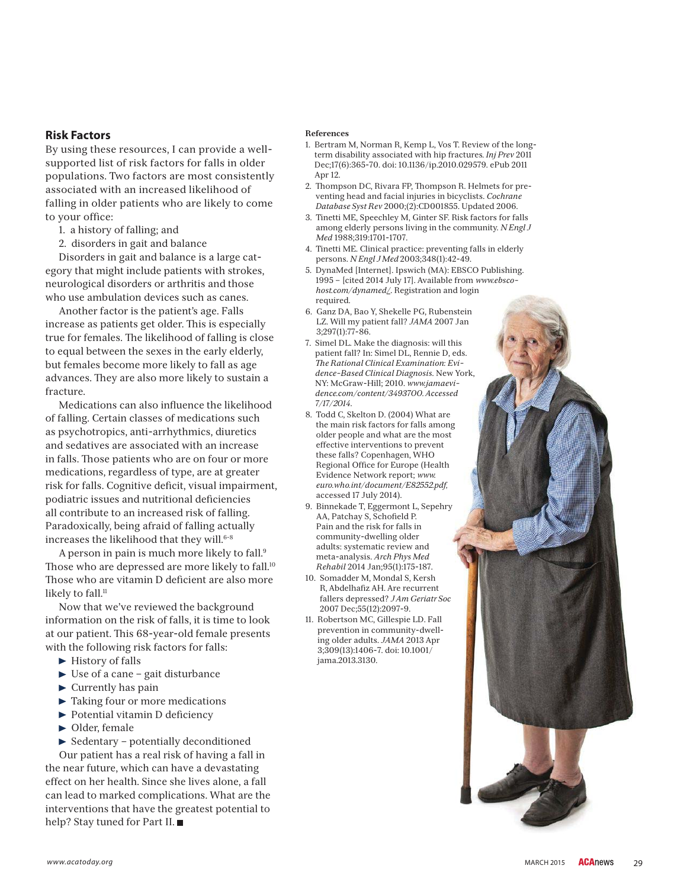## Risk Factors

By using these resources, I can provide a well-supported list of risk factors for falls in older populations. Two factors are most consistently associated with an increased likelihood of falling in older patients who are likely to come to your office:

1. a history of falling; and
2. disorders in gait and balance

Disorders in gait and balance is a large category that might include patients with strokes, neurological disorders or arthritis and those who use ambulation devices such as canes.

Another factor is the patient's age. Falls increase as patients get older. This is especially true for females. The likelihood of falling is close to equal between the sexes in the early elderly, but females become more likely to fall as age advances. They are also more likely to sustain a fracture.

Medications can also influence the likelihood of falling. Certain classes of medications such as psychotropics, anti-arrhythmics, diuretics and sedatives are associated with an increase in falls. Those patients who are on four or more medications, regardless of type, are at greater risk for falls. Cognitive deficit, visual impairment, podiatric issues and nutritional deficiencies all contribute to an increased risk of falling. Paradoxically, being afraid of falling actually increases the likelihood that they will.[6-8]

A person in pain is much more likely to fall.[9] Those who are depressed are more likely to fall.[10] Those who are vitamin D deficient are also more likely to fall.[11]

Now that we've reviewed the background information on the risk of falls, it is time to look at our patient. This 68-year-old female presents with the following risk factors for falls:

- History of falls
- Use of a cane – gait disturbance
- Currently has pain
- Taking four or more medications
- Potential vitamin D deficiency
- Older, female
- Sedentary – potentially deconditioned

Our patient has a real risk of having a fall in the near future, which can have a devastating effect on her health. Since she lives alone, a fall can lead to marked complications. What are the interventions that have the greatest potential to help? Stay tuned for Part II. ■

**References**

1. Bertram M, Norman R, Kemp L, Vos T. Review of the long-term disability associated with hip fractures. *Inj Prev* 2011 Dec;17(6):365-70. doi: 10.1136/ip.2010.029579. ePub 2011 Apr 12.
2. Thompson DC, Rivara FP, Thompson R. Helmets for preventing head and facial injuries in bicyclists. *Cochrane Database Syst Rev* 2000;(2):CD001855. Updated 2006.
3. Tinetti ME, Speechley M, Ginter SF. Risk factors for falls among elderly persons living in the community. *N Engl J Med* 1988;319:1701-1707.
4. Tinetti ME. Clinical practice: preventing falls in elderly persons. *N Engl J Med* 2003;348(1):42-49.
5. DynaMed [Internet]. Ipswich (MA): EBSCO Publishing. 1995 – [cited 2014 July 17]. Available from *www.ebscohost.com/dynamed/*. Registration and login required.
6. Ganz DA, Bao Y, Shekelle PG, Rubenstein LZ. Will my patient fall? *JAMA* 2007 Jan 3;297(1):77-86.
7. Simel DL. Make the diagnosis: will this patient fall? In: Simel DL, Rennie D, eds. *The Rational Clinical Examination: Evidence-Based Clinical Diagnosis.* New York, NY: McGraw-Hill; 2010. *www.jamaevidence.com/content/3493700. Accessed 7/17/2014.*
8. Todd C, Skelton D. (2004) What are the main risk factors for falls among older people and what are the most effective interventions to prevent these falls? Copenhagen, WHO Regional Office for Europe (Health Evidence Network report; *www.euro.who.int/document/E82552.pdf,* accessed 17 July 2014).
9. Binnekade T, Eggermont L, Sepehry AA, Patchay S, Schofield P. Pain and the risk for falls in community-dwelling older adults: systematic review and meta-analysis. *Arch Phys Med Rehabil* 2014 Jan;95(1):175-187.
10. Somadder M, Mondal S, Kersh R, Abdelhafiz AH. Are recurrent fallers depressed? *J Am Geriatr Soc* 2007 Dec;55(12):2097-9.
11. Robertson MC, Gillespie LD. Fall prevention in community-dwelling older adults. *JAMA* 2013 Apr 3;309(13):1406-7. doi: 10.1001/jama.2013.3130.